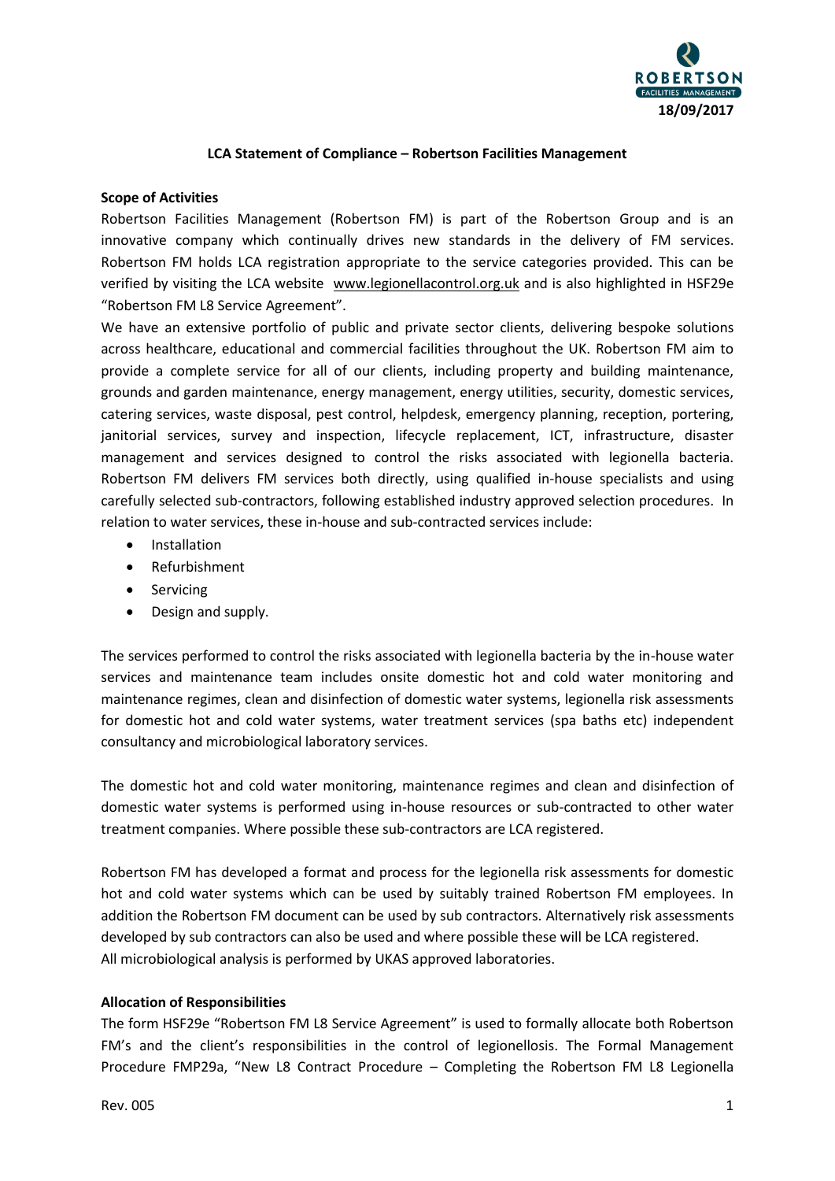18/09/2017

# LCA Statement of Compliance – Robertson Facilities Management

## Scope of Activities

Robertson Facilities Management (Robertson FM) is part of the Robertson Group and is an innovative company which continually drives new standards in the delivery of FM services. Robertson FM holds LCA registration appropriate to the service categories provided. This can be verified by visiting the LCA website www.legionellacontrol.org.uk and is also highlighted in HSF29e "Robertson FM L8 Service Agreement".

We have an extensive portfolio of public and private sector clients, delivering bespoke solutions across healthcare, educational and commercial facilities throughout the UK. Robertson FM aim to provide a complete service for all of our clients, including property and building maintenance, grounds and garden maintenance, energy management, energy utilities, security, domestic services, catering services, waste disposal, pest control, helpdesk, emergency planning, reception, portering, janitorial services, survey and inspection, lifecycle replacement, ICT, infrastructure, disaster management and services designed to control the risks associated with legionella bacteria. Robertson FM delivers FM services both directly, using qualified in-house specialists and using carefully selected sub-contractors, following established industry approved selection procedures. In relation to water services, these in-house and sub-contracted services include:

- Installation
- Refurbishment
- Servicing
- Design and supply.

The services performed to control the risks associated with legionella bacteria by the in-house water services and maintenance team includes onsite domestic hot and cold water monitoring and maintenance regimes, clean and disinfection of domestic water systems, legionella risk assessments for domestic hot and cold water systems, water treatment services (spa baths etc) independent consultancy and microbiological laboratory services.

The domestic hot and cold water monitoring, maintenance regimes and clean and disinfection of domestic water systems is performed using in-house resources or sub-contracted to other water treatment companies. Where possible these sub-contractors are LCA registered.

Robertson FM has developed a format and process for the legionella risk assessments for domestic hot and cold water systems which can be used by suitably trained Robertson FM employees. In addition the Robertson FM document can be used by sub contractors. Alternatively risk assessments developed by sub contractors can also be used and where possible these will be LCA registered.
All microbiological analysis is performed by UKAS approved laboratories.

## Allocation of Responsibilities

The form HSF29e "Robertson FM L8 Service Agreement" is used to formally allocate both Robertson FM's and the client's responsibilities in the control of legionellosis. The Formal Management Procedure FMP29a, "New L8 Contract Procedure – Completing the Robertson FM L8 Legionella

Rev. 005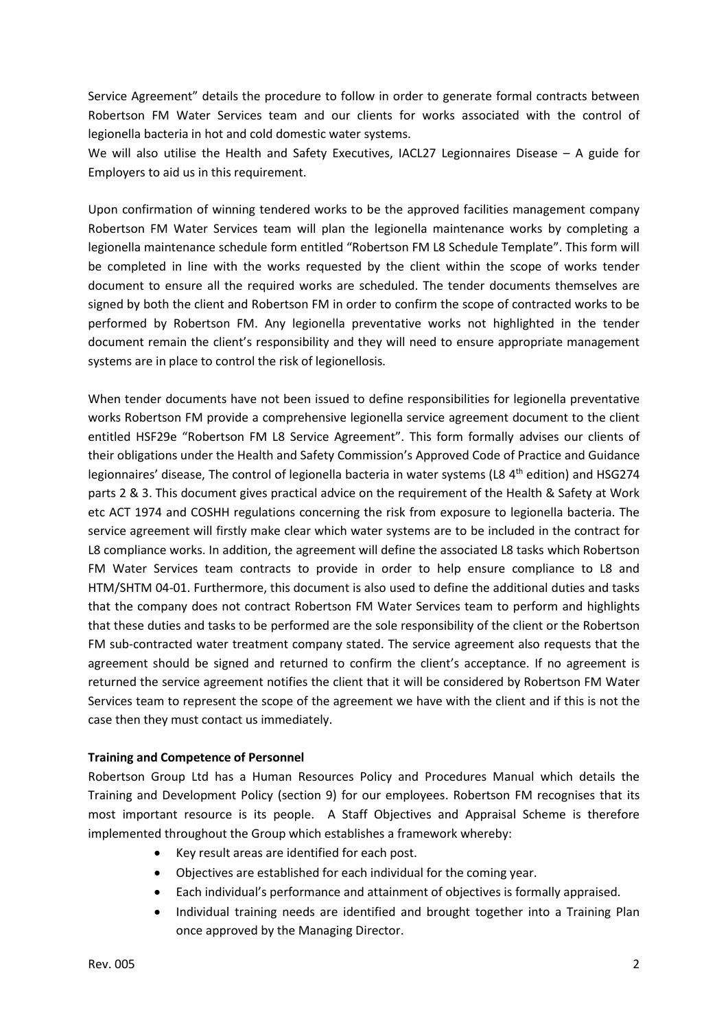Service Agreement" details the procedure to follow in order to generate formal contracts between Robertson FM Water Services team and our clients for works associated with the control of legionella bacteria in hot and cold domestic water systems.
We will also utilise the Health and Safety Executives, IACL27 Legionnaires Disease – A guide for Employers to aid us in this requirement.

Upon confirmation of winning tendered works to be the approved facilities management company Robertson FM Water Services team will plan the legionella maintenance works by completing a legionella maintenance schedule form entitled "Robertson FM L8 Schedule Template". This form will be completed in line with the works requested by the client within the scope of works tender document to ensure all the required works are scheduled. The tender documents themselves are signed by both the client and Robertson FM in order to confirm the scope of contracted works to be performed by Robertson FM. Any legionella preventative works not highlighted in the tender document remain the client's responsibility and they will need to ensure appropriate management systems are in place to control the risk of legionellosis.

When tender documents have not been issued to define responsibilities for legionella preventative works Robertson FM provide a comprehensive legionella service agreement document to the client entitled HSF29e "Robertson FM L8 Service Agreement". This form formally advises our clients of their obligations under the Health and Safety Commission's Approved Code of Practice and Guidance legionnaires' disease, The control of legionella bacteria in water systems (L8 4th edition) and HSG274 parts 2 & 3. This document gives practical advice on the requirement of the Health & Safety at Work etc ACT 1974 and COSHH regulations concerning the risk from exposure to legionella bacteria. The service agreement will firstly make clear which water systems are to be included in the contract for L8 compliance works. In addition, the agreement will define the associated L8 tasks which Robertson FM Water Services team contracts to provide in order to help ensure compliance to L8 and HTM/SHTM 04-01. Furthermore, this document is also used to define the additional duties and tasks that the company does not contract Robertson FM Water Services team to perform and highlights that these duties and tasks to be performed are the sole responsibility of the client or the Robertson FM sub-contracted water treatment company stated. The service agreement also requests that the agreement should be signed and returned to confirm the client's acceptance. If no agreement is returned the service agreement notifies the client that it will be considered by Robertson FM Water Services team to represent the scope of the agreement we have with the client and if this is not the case then they must contact us immediately.

**Training and Competence of Personnel**

Robertson Group Ltd has a Human Resources Policy and Procedures Manual which details the Training and Development Policy (section 9) for our employees. Robertson FM recognises that its most important resource is its people. A Staff Objectives and Appraisal Scheme is therefore implemented throughout the Group which establishes a framework whereby:

- Key result areas are identified for each post.
- Objectives are established for each individual for the coming year.
- Each individual's performance and attainment of objectives is formally appraised.
- Individual training needs are identified and brought together into a Training Plan once approved by the Managing Director.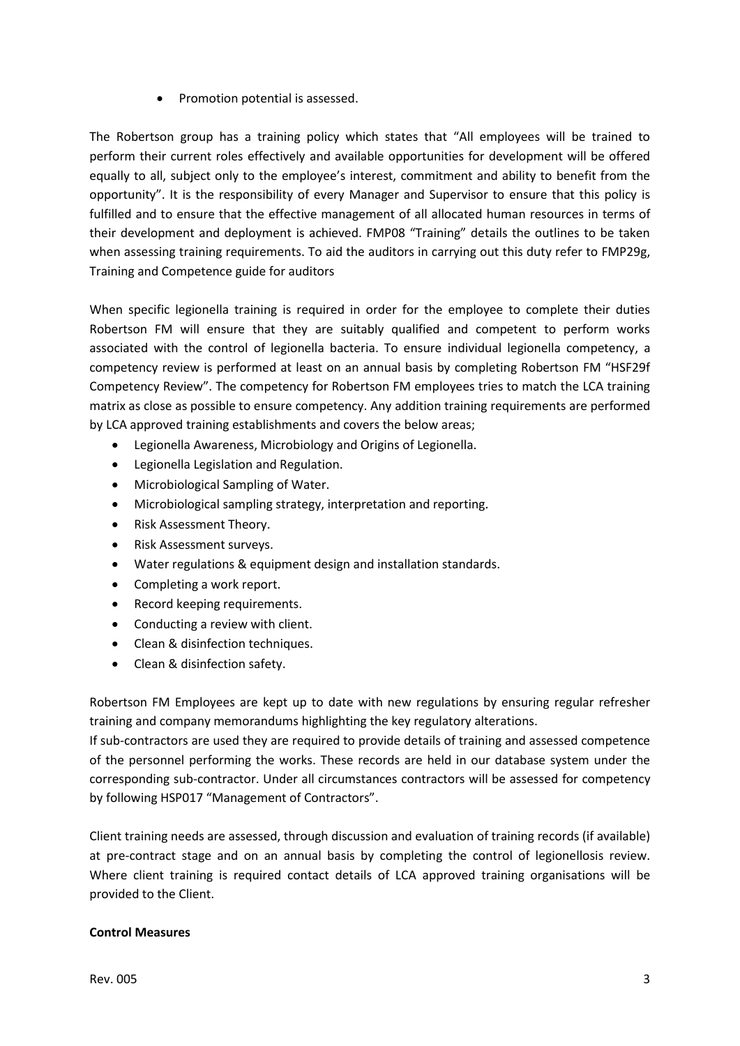- Promotion potential is assessed.

The Robertson group has a training policy which states that "All employees will be trained to perform their current roles effectively and available opportunities for development will be offered equally to all, subject only to the employee's interest, commitment and ability to benefit from the opportunity". It is the responsibility of every Manager and Supervisor to ensure that this policy is fulfilled and to ensure that the effective management of all allocated human resources in terms of their development and deployment is achieved. FMP08 "Training" details the outlines to be taken when assessing training requirements. To aid the auditors in carrying out this duty refer to FMP29g, Training and Competence guide for auditors

When specific legionella training is required in order for the employee to complete their duties Robertson FM will ensure that they are suitably qualified and competent to perform works associated with the control of legionella bacteria. To ensure individual legionella competency, a competency review is performed at least on an annual basis by completing Robertson FM "HSF29f Competency Review". The competency for Robertson FM employees tries to match the LCA training matrix as close as possible to ensure competency. Any addition training requirements are performed by LCA approved training establishments and covers the below areas;

- Legionella Awareness, Microbiology and Origins of Legionella.
- Legionella Legislation and Regulation.
- Microbiological Sampling of Water.
- Microbiological sampling strategy, interpretation and reporting.
- Risk Assessment Theory.
- Risk Assessment surveys.
- Water regulations & equipment design and installation standards.
- Completing a work report.
- Record keeping requirements.
- Conducting a review with client.
- Clean & disinfection techniques.
- Clean & disinfection safety.

Robertson FM Employees are kept up to date with new regulations by ensuring regular refresher training and company memorandums highlighting the key regulatory alterations.
If sub-contractors are used they are required to provide details of training and assessed competence of the personnel performing the works. These records are held in our database system under the corresponding sub-contractor. Under all circumstances contractors will be assessed for competency by following HSP017 "Management of Contractors".

Client training needs are assessed, through discussion and evaluation of training records (if available) at pre-contract stage and on an annual basis by completing the control of legionellosis review. Where client training is required contact details of LCA approved training organisations will be provided to the Client.

**Control Measures**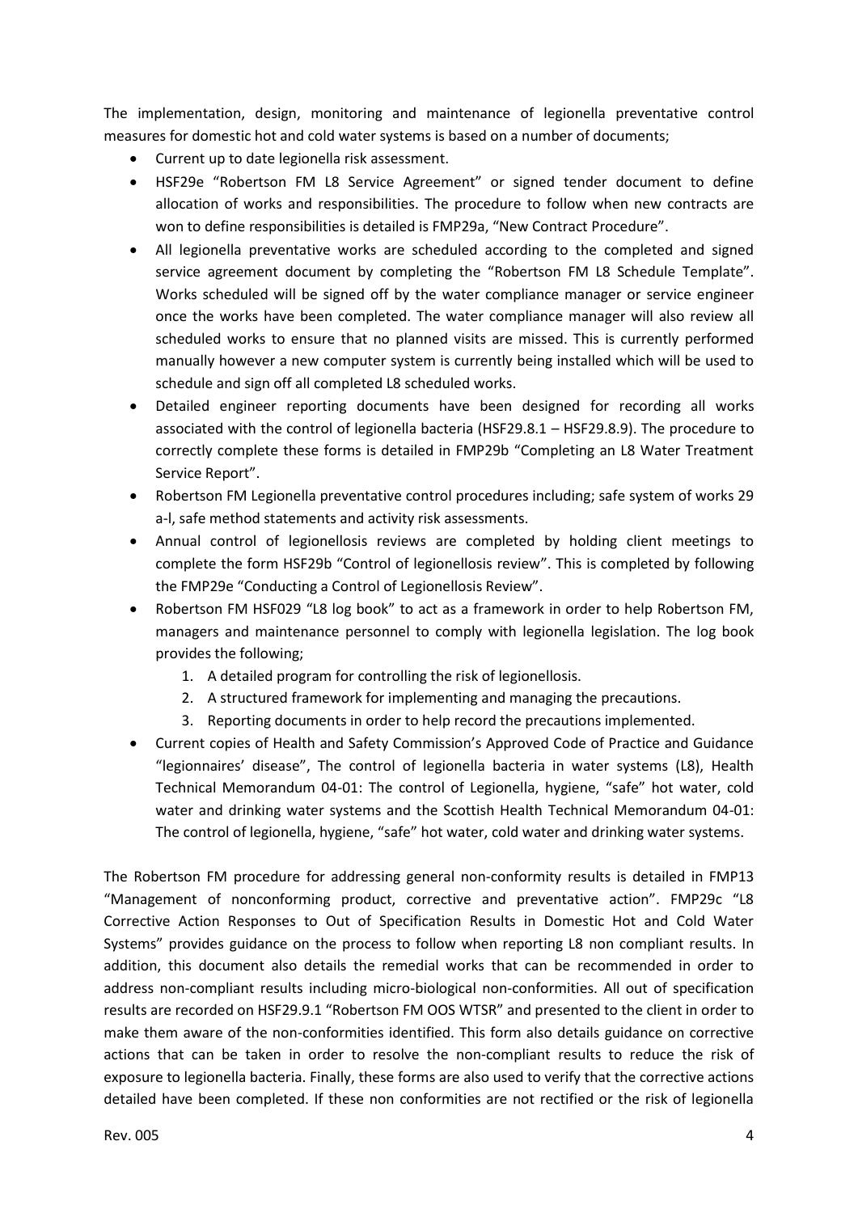The implementation, design, monitoring and maintenance of legionella preventative control measures for domestic hot and cold water systems is based on a number of documents;

- Current up to date legionella risk assessment.
- HSF29e "Robertson FM L8 Service Agreement" or signed tender document to define allocation of works and responsibilities. The procedure to follow when new contracts are won to define responsibilities is detailed is FMP29a, "New Contract Procedure".
- All legionella preventative works are scheduled according to the completed and signed service agreement document by completing the "Robertson FM L8 Schedule Template". Works scheduled will be signed off by the water compliance manager or service engineer once the works have been completed. The water compliance manager will also review all scheduled works to ensure that no planned visits are missed. This is currently performed manually however a new computer system is currently being installed which will be used to schedule and sign off all completed L8 scheduled works.
- Detailed engineer reporting documents have been designed for recording all works associated with the control of legionella bacteria (HSF29.8.1 – HSF29.8.9). The procedure to correctly complete these forms is detailed in FMP29b "Completing an L8 Water Treatment Service Report".
- Robertson FM Legionella preventative control procedures including; safe system of works 29 a-l, safe method statements and activity risk assessments.
- Annual control of legionellosis reviews are completed by holding client meetings to complete the form HSF29b "Control of legionellosis review". This is completed by following the FMP29e "Conducting a Control of Legionellosis Review".
- Robertson FM HSF029 "L8 log book" to act as a framework in order to help Robertson FM, managers and maintenance personnel to comply with legionella legislation. The log book provides the following;
    1. A detailed program for controlling the risk of legionellosis.
    2. A structured framework for implementing and managing the precautions.
    3. Reporting documents in order to help record the precautions implemented.
- Current copies of Health and Safety Commission's Approved Code of Practice and Guidance "legionnaires' disease", The control of legionella bacteria in water systems (L8), Health Technical Memorandum 04-01: The control of Legionella, hygiene, "safe" hot water, cold water and drinking water systems and the Scottish Health Technical Memorandum 04-01: The control of legionella, hygiene, "safe" hot water, cold water and drinking water systems.

The Robertson FM procedure for addressing general non-conformity results is detailed in FMP13 "Management of nonconforming product, corrective and preventative action". FMP29c "L8 Corrective Action Responses to Out of Specification Results in Domestic Hot and Cold Water Systems" provides guidance on the process to follow when reporting L8 non compliant results. In addition, this document also details the remedial works that can be recommended in order to address non-compliant results including micro-biological non-conformities. All out of specification results are recorded on HSF29.9.1 "Robertson FM OOS WTSR" and presented to the client in order to make them aware of the non-conformities identified. This form also details guidance on corrective actions that can be taken in order to resolve the non-compliant results to reduce the risk of exposure to legionella bacteria. Finally, these forms are also used to verify that the corrective actions detailed have been completed. If these non conformities are not rectified or the risk of legionella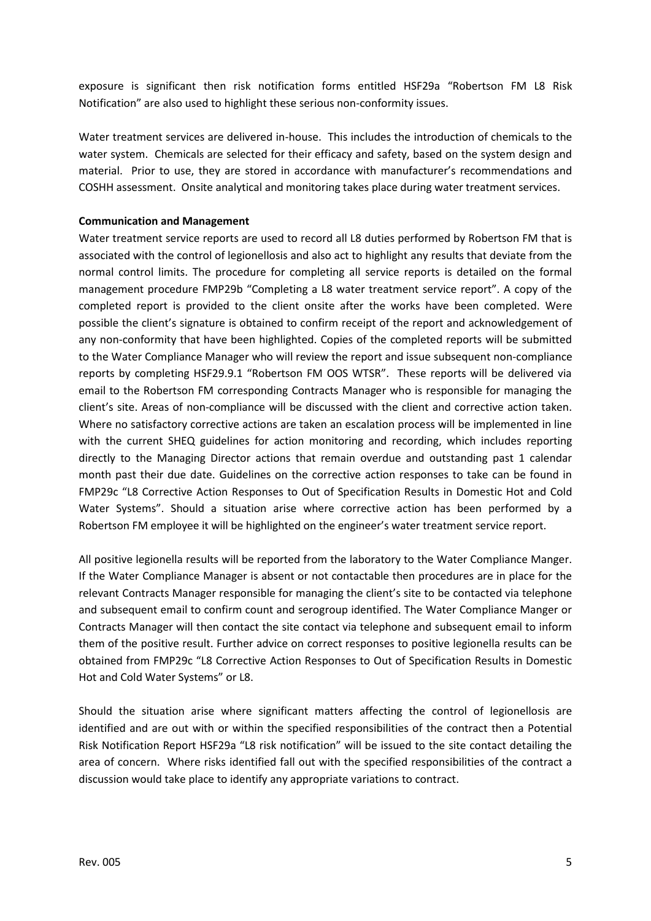exposure is significant then risk notification forms entitled HSF29a "Robertson FM L8 Risk Notification" are also used to highlight these serious non-conformity issues.

Water treatment services are delivered in-house. This includes the introduction of chemicals to the water system. Chemicals are selected for their efficacy and safety, based on the system design and material. Prior to use, they are stored in accordance with manufacturer's recommendations and COSHH assessment. Onsite analytical and monitoring takes place during water treatment services.

**Communication and Management**

Water treatment service reports are used to record all L8 duties performed by Robertson FM that is associated with the control of legionellosis and also act to highlight any results that deviate from the normal control limits. The procedure for completing all service reports is detailed on the formal management procedure FMP29b "Completing a L8 water treatment service report". A copy of the completed report is provided to the client onsite after the works have been completed. Were possible the client's signature is obtained to confirm receipt of the report and acknowledgement of any non-conformity that have been highlighted. Copies of the completed reports will be submitted to the Water Compliance Manager who will review the report and issue subsequent non-compliance reports by completing HSF29.9.1 "Robertson FM OOS WTSR". These reports will be delivered via email to the Robertson FM corresponding Contracts Manager who is responsible for managing the client's site. Areas of non-compliance will be discussed with the client and corrective action taken. Where no satisfactory corrective actions are taken an escalation process will be implemented in line with the current SHEQ guidelines for action monitoring and recording, which includes reporting directly to the Managing Director actions that remain overdue and outstanding past 1 calendar month past their due date. Guidelines on the corrective action responses to take can be found in FMP29c "L8 Corrective Action Responses to Out of Specification Results in Domestic Hot and Cold Water Systems". Should a situation arise where corrective action has been performed by a Robertson FM employee it will be highlighted on the engineer's water treatment service report.

All positive legionella results will be reported from the laboratory to the Water Compliance Manger. If the Water Compliance Manager is absent or not contactable then procedures are in place for the relevant Contracts Manager responsible for managing the client's site to be contacted via telephone and subsequent email to confirm count and serogroup identified. The Water Compliance Manger or Contracts Manager will then contact the site contact via telephone and subsequent email to inform them of the positive result. Further advice on correct responses to positive legionella results can be obtained from FMP29c "L8 Corrective Action Responses to Out of Specification Results in Domestic Hot and Cold Water Systems" or L8.

Should the situation arise where significant matters affecting the control of legionellosis are identified and are out with or within the specified responsibilities of the contract then a Potential Risk Notification Report HSF29a "L8 risk notification" will be issued to the site contact detailing the area of concern. Where risks identified fall out with the specified responsibilities of the contract a discussion would take place to identify any appropriate variations to contract.

Rev. 005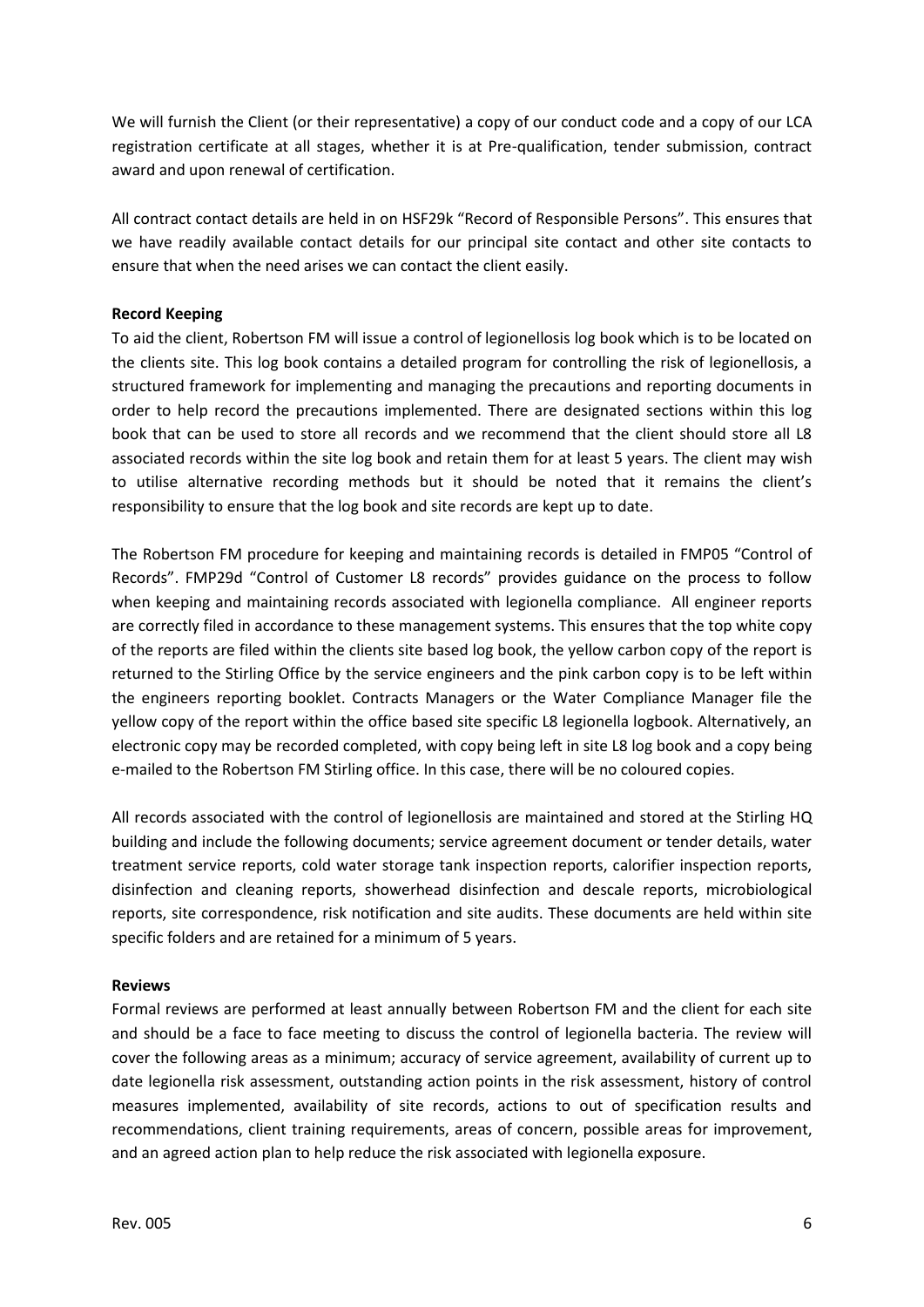We will furnish the Client (or their representative) a copy of our conduct code and a copy of our LCA registration certificate at all stages, whether it is at Pre-qualification, tender submission, contract award and upon renewal of certification.

All contract contact details are held in on HSF29k "Record of Responsible Persons". This ensures that we have readily available contact details for our principal site contact and other site contacts to ensure that when the need arises we can contact the client easily.

**Record Keeping**

To aid the client, Robertson FM will issue a control of legionellosis log book which is to be located on the clients site. This log book contains a detailed program for controlling the risk of legionellosis, a structured framework for implementing and managing the precautions and reporting documents in order to help record the precautions implemented. There are designated sections within this log book that can be used to store all records and we recommend that the client should store all L8 associated records within the site log book and retain them for at least 5 years. The client may wish to utilise alternative recording methods but it should be noted that it remains the client's responsibility to ensure that the log book and site records are kept up to date.

The Robertson FM procedure for keeping and maintaining records is detailed in FMP05 "Control of Records". FMP29d "Control of Customer L8 records" provides guidance on the process to follow when keeping and maintaining records associated with legionella compliance. All engineer reports are correctly filed in accordance to these management systems. This ensures that the top white copy of the reports are filed within the clients site based log book, the yellow carbon copy of the report is returned to the Stirling Office by the service engineers and the pink carbon copy is to be left within the engineers reporting booklet. Contracts Managers or the Water Compliance Manager file the yellow copy of the report within the office based site specific L8 legionella logbook. Alternatively, an electronic copy may be recorded completed, with copy being left in site L8 log book and a copy being e-mailed to the Robertson FM Stirling office. In this case, there will be no coloured copies.

All records associated with the control of legionellosis are maintained and stored at the Stirling HQ building and include the following documents; service agreement document or tender details, water treatment service reports, cold water storage tank inspection reports, calorifier inspection reports, disinfection and cleaning reports, showerhead disinfection and descale reports, microbiological reports, site correspondence, risk notification and site audits. These documents are held within site specific folders and are retained for a minimum of 5 years.

**Reviews**

Formal reviews are performed at least annually between Robertson FM and the client for each site and should be a face to face meeting to discuss the control of legionella bacteria. The review will cover the following areas as a minimum; accuracy of service agreement, availability of current up to date legionella risk assessment, outstanding action points in the risk assessment, history of control measures implemented, availability of site records, actions to out of specification results and recommendations, client training requirements, areas of concern, possible areas for improvement, and an agreed action plan to help reduce the risk associated with legionella exposure.

Rev. 005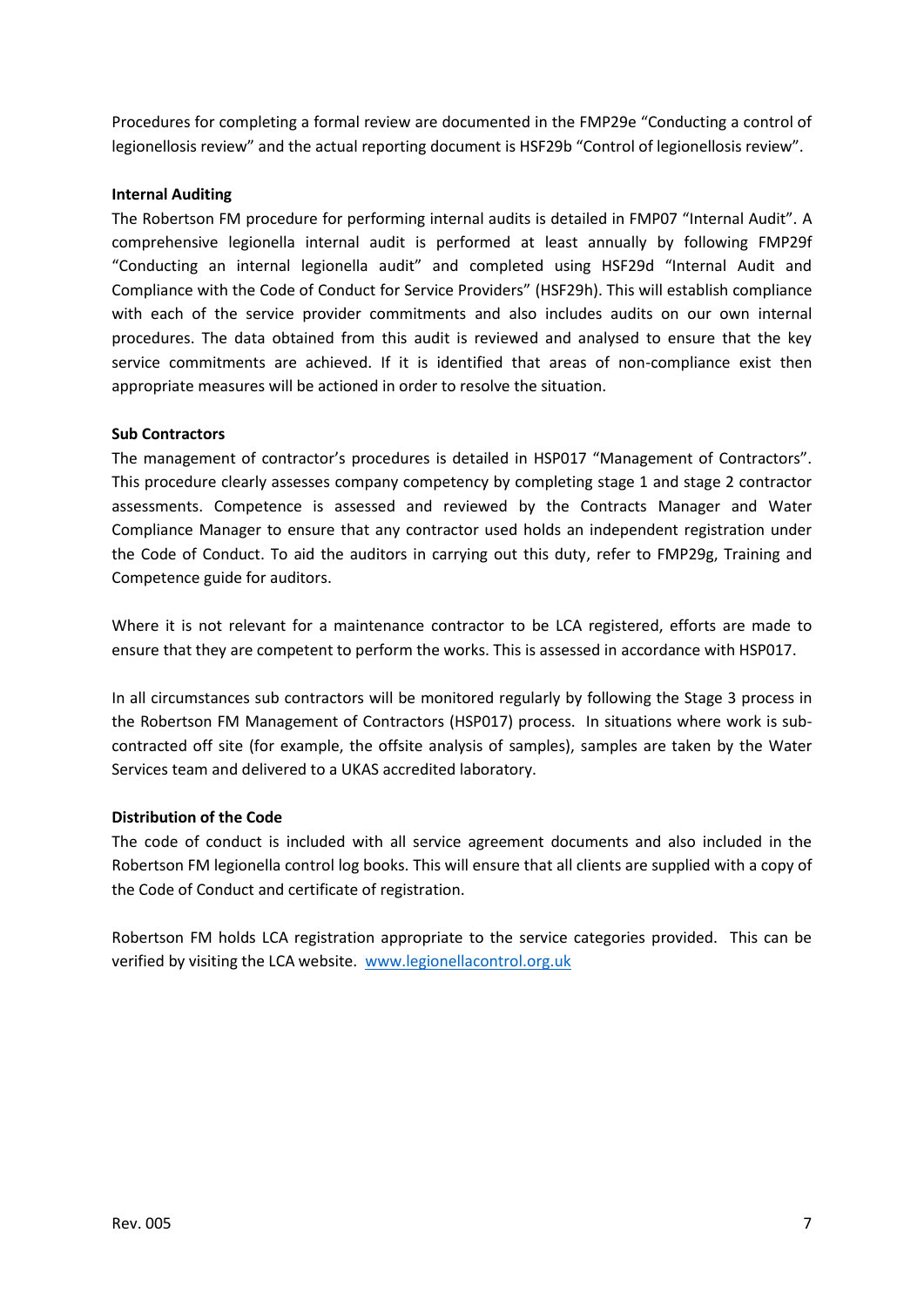Procedures for completing a formal review are documented in the FMP29e "Conducting a control of legionellosis review" and the actual reporting document is HSF29b "Control of legionellosis review".

**Internal Auditing**

The Robertson FM procedure for performing internal audits is detailed in FMP07 "Internal Audit". A comprehensive legionella internal audit is performed at least annually by following FMP29f "Conducting an internal legionella audit" and completed using HSF29d "Internal Audit and Compliance with the Code of Conduct for Service Providers" (HSF29h). This will establish compliance with each of the service provider commitments and also includes audits on our own internal procedures. The data obtained from this audit is reviewed and analysed to ensure that the key service commitments are achieved. If it is identified that areas of non-compliance exist then appropriate measures will be actioned in order to resolve the situation.

**Sub Contractors**

The management of contractor's procedures is detailed in HSP017 "Management of Contractors". This procedure clearly assesses company competency by completing stage 1 and stage 2 contractor assessments. Competence is assessed and reviewed by the Contracts Manager and Water Compliance Manager to ensure that any contractor used holds an independent registration under the Code of Conduct. To aid the auditors in carrying out this duty, refer to FMP29g, Training and Competence guide for auditors.

Where it is not relevant for a maintenance contractor to be LCA registered, efforts are made to ensure that they are competent to perform the works. This is assessed in accordance with HSP017.

In all circumstances sub contractors will be monitored regularly by following the Stage 3 process in the Robertson FM Management of Contractors (HSP017) process. In situations where work is sub-contracted off site (for example, the offsite analysis of samples), samples are taken by the Water Services team and delivered to a UKAS accredited laboratory.

**Distribution of the Code**

The code of conduct is included with all service agreement documents and also included in the Robertson FM legionella control log books. This will ensure that all clients are supplied with a copy of the Code of Conduct and certificate of registration.

Robertson FM holds LCA registration appropriate to the service categories provided. This can be verified by visiting the LCA website. [www.legionellacontrol.org.uk](www.legionellacontrol.org.uk)

Rev. 005